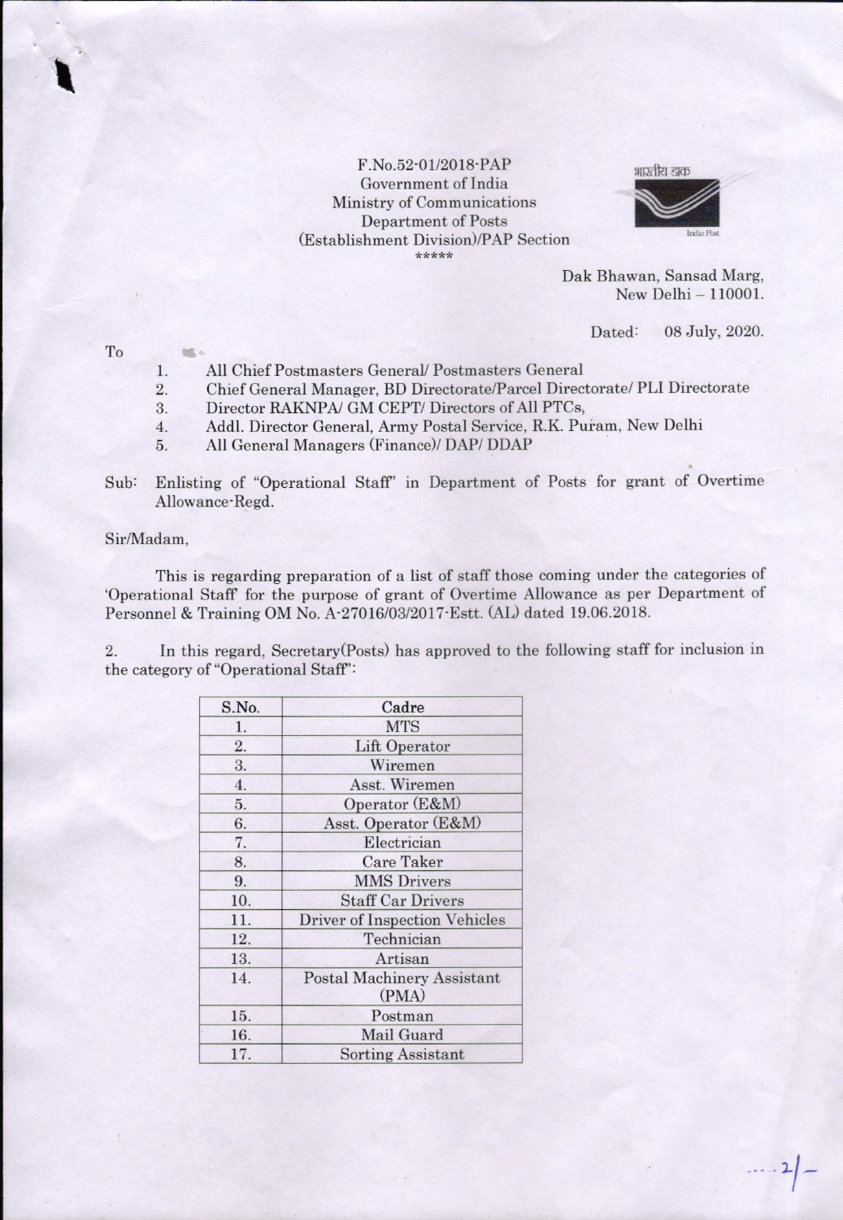F.No.52-01/2018-PAP
Government of India
Ministry of Communications
Department of Posts
(Establishment Division)/PAP Section
*****

भारतीय डाक
India Post

Dak Bhawan, Sansad Marg,
New Delhi – 110001.

Dated: 08 July, 2020.

To

1. All Chief Postmasters General/ Postmasters General
2. Chief General Manager, BD Directorate/Parcel Directorate/ PLI Directorate
3. Director RAKNPA/ GM CEPT/ Directors of All PTCs,
4. Addl. Director General, Army Postal Service, R.K. Puram, New Delhi
5. All General Managers (Finance)/ DAP/ DDAP

Sub: Enlisting of "Operational Staff" in Department of Posts for grant of Overtime Allowance-Regd.

Sir/Madam,

This is regarding preparation of a list of staff those coming under the categories of 'Operational Staff' for the purpose of grant of Overtime Allowance as per Department of Personnel & Training OM No. A-27016/03/2017-Estt. (AL) dated 19.06.2018.

2. In this regard, Secretary(Posts) has approved to the following staff for inclusion in the category of "Operational Staff":

| S.No. | Cadre |
|---|---|
| 1. | MTS |
| 2. | Lift Operator |
| 3. | Wiremen |
| 4. | Asst. Wiremen |
| 5. | Operator (E&M) |
| 6. | Asst. Operator (E&M) |
| 7. | Electrician |
| 8. | Care Taker |
| 9. | MMS Drivers |
| 10. | Staff Car Drivers |
| 11. | Driver of Inspection Vehicles |
| 12. | Technician |
| 13. | Artisan |
| 14. | Postal Machinery Assistant (PMA) |
| 15. | Postman |
| 16. | Mail Guard |
| 17. | Sorting Assistant |

....2/-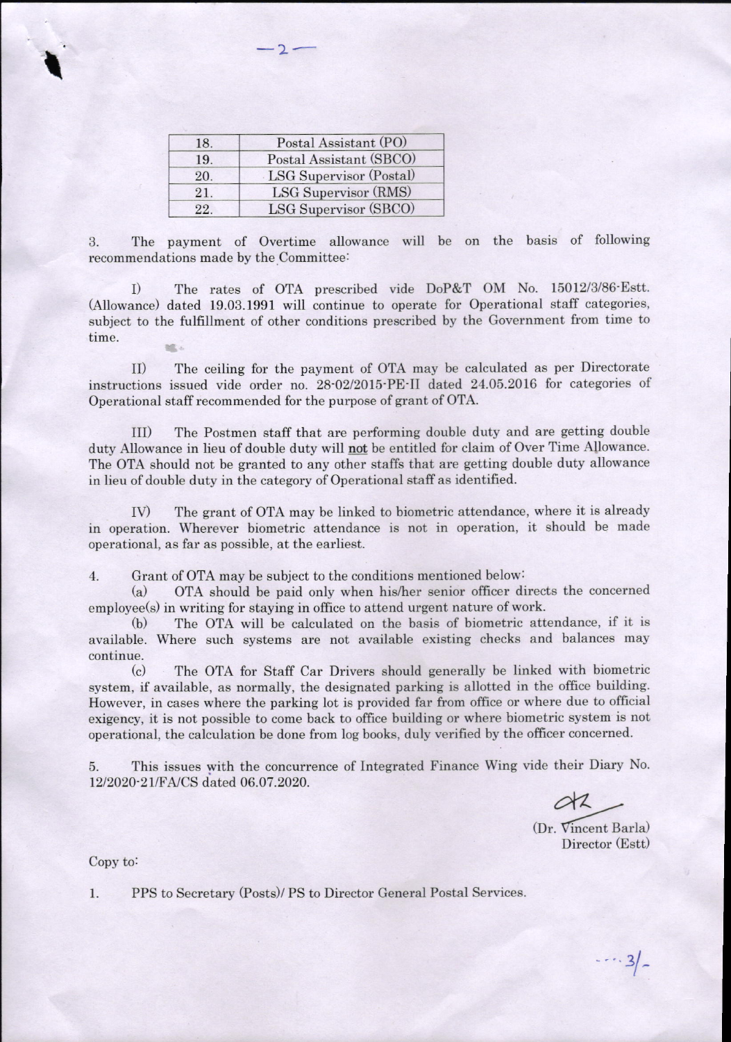| | |
|---|---|
| 18. | Postal Assistant (PO) |
| 19. | Postal Assistant (SBCO) |
| 20. | LSG Supervisor (Postal) |
| 21. | LSG Supervisor (RMS) |
| 22. | LSG Supervisor (SBCO) |

3. The payment of Overtime allowance will be on the basis of following recommendations made by the Committee:

I) The rates of OTA prescribed vide DoP&T OM No. 15012/3/86-Estt. (Allowance) dated 19.03.1991 will continue to operate for Operational staff categories, subject to the fulfillment of other conditions prescribed by the Government from time to time.

II) The ceiling for the payment of OTA may be calculated as per Directorate instructions issued vide order no. 28-02/2015-PE-II dated 24.05.2016 for categories of Operational staff recommended for the purpose of grant of OTA.

III) The Postmen staff that are performing double duty and are getting double duty Allowance in lieu of double duty will <u>not</u> be entitled for claim of Over Time Allowance. The OTA should not be granted to any other staffs that are getting double duty allowance in lieu of double duty in the category of Operational staff as identified.

IV) The grant of OTA may be linked to biometric attendance, where it is already in operation. Wherever biometric attendance is not in operation, it should be made operational, as far as possible, at the earliest.

4. Grant of OTA may be subject to the conditions mentioned below:

(a) OTA should be paid only when his/her senior officer directs the concerned employee(s) in writing for staying in office to attend urgent nature of work.

(b) The OTA will be calculated on the basis of biometric attendance, if it is available. Where such systems are not available existing checks and balances may continue.

(c) The OTA for Staff Car Drivers should generally be linked with biometric system, if available, as normally, the designated parking is allotted in the office building. However, in cases where the parking lot is provided far from office or where due to official exigency, it is not possible to come back to office building or where biometric system is not operational, the calculation be done from log books, duly verified by the officer concerned.

5. This issues with the concurrence of Integrated Finance Wing vide their Diary No. 12/2020-21/FA/CS dated 06.07.2020.

(Dr. Vincent Barla)
Director (Estt)

Copy to:

1. PPS to Secretary (Posts)/ PS to Director General Postal Services.

....3/-